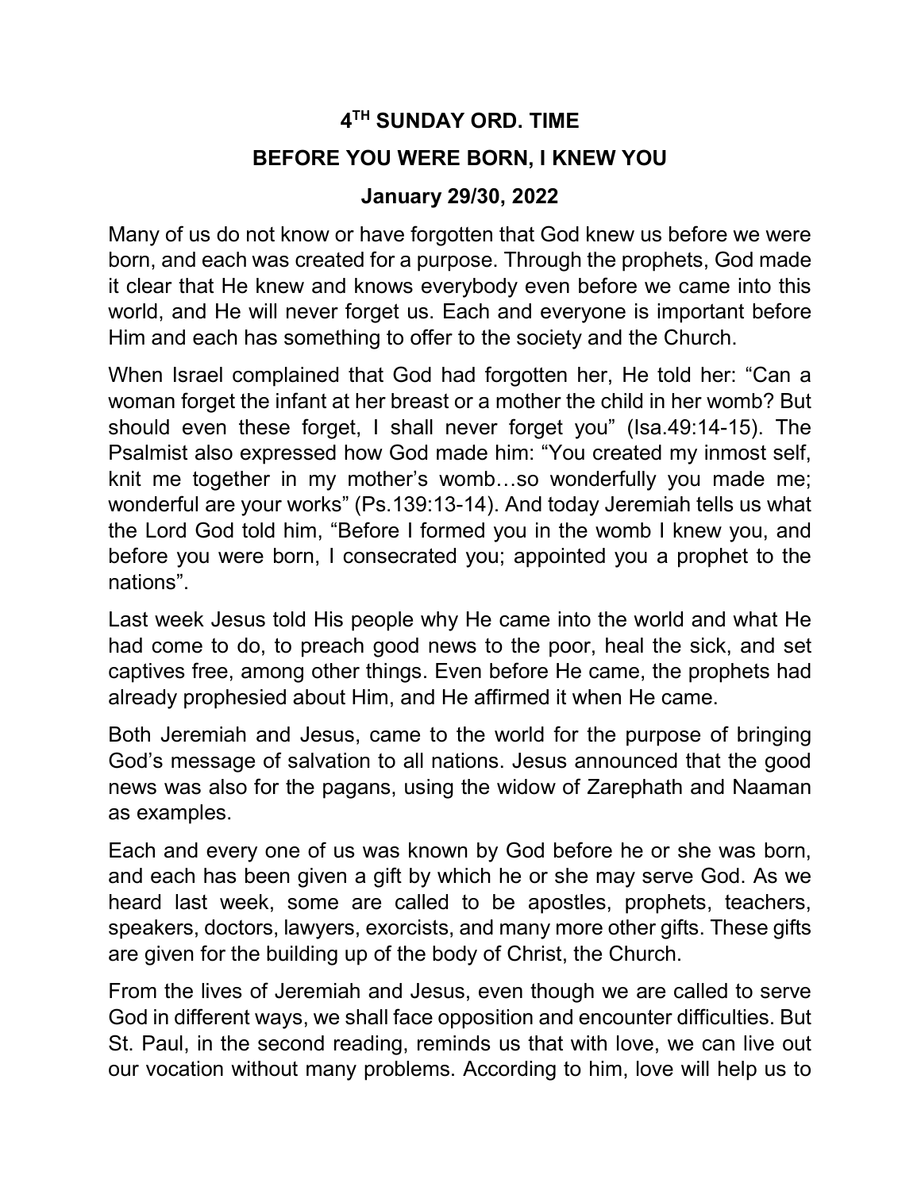# 4TH SUNDAY ORD. TIME

## BEFORE YOU WERE BORN, I KNEW YOU

### January 29/30, 2022

Many of us do not know or have forgotten that God knew us before we were born, and each was created for a purpose. Through the prophets, God made it clear that He knew and knows everybody even before we came into this world, and He will never forget us. Each and everyone is important before Him and each has something to offer to the society and the Church.

When Israel complained that God had forgotten her, He told her: "Can a woman forget the infant at her breast or a mother the child in her womb? But should even these forget, I shall never forget you" (Isa.49:14-15). The Psalmist also expressed how God made him: "You created my inmost self, knit me together in my mother's womb…so wonderfully you made me; wonderful are your works" (Ps.139:13-14). And today Jeremiah tells us what the Lord God told him, "Before I formed you in the womb I knew you, and before you were born, I consecrated you; appointed you a prophet to the nations".

Last week Jesus told His people why He came into the world and what He had come to do, to preach good news to the poor, heal the sick, and set captives free, among other things. Even before He came, the prophets had already prophesied about Him, and He affirmed it when He came.

Both Jeremiah and Jesus, came to the world for the purpose of bringing God's message of salvation to all nations. Jesus announced that the good news was also for the pagans, using the widow of Zarephath and Naaman as examples.

Each and every one of us was known by God before he or she was born, and each has been given a gift by which he or she may serve God. As we heard last week, some are called to be apostles, prophets, teachers, speakers, doctors, lawyers, exorcists, and many more other gifts. These gifts are given for the building up of the body of Christ, the Church.

From the lives of Jeremiah and Jesus, even though we are called to serve God in different ways, we shall face opposition and encounter difficulties. But St. Paul, in the second reading, reminds us that with love, we can live out our vocation without many problems. According to him, love will help us to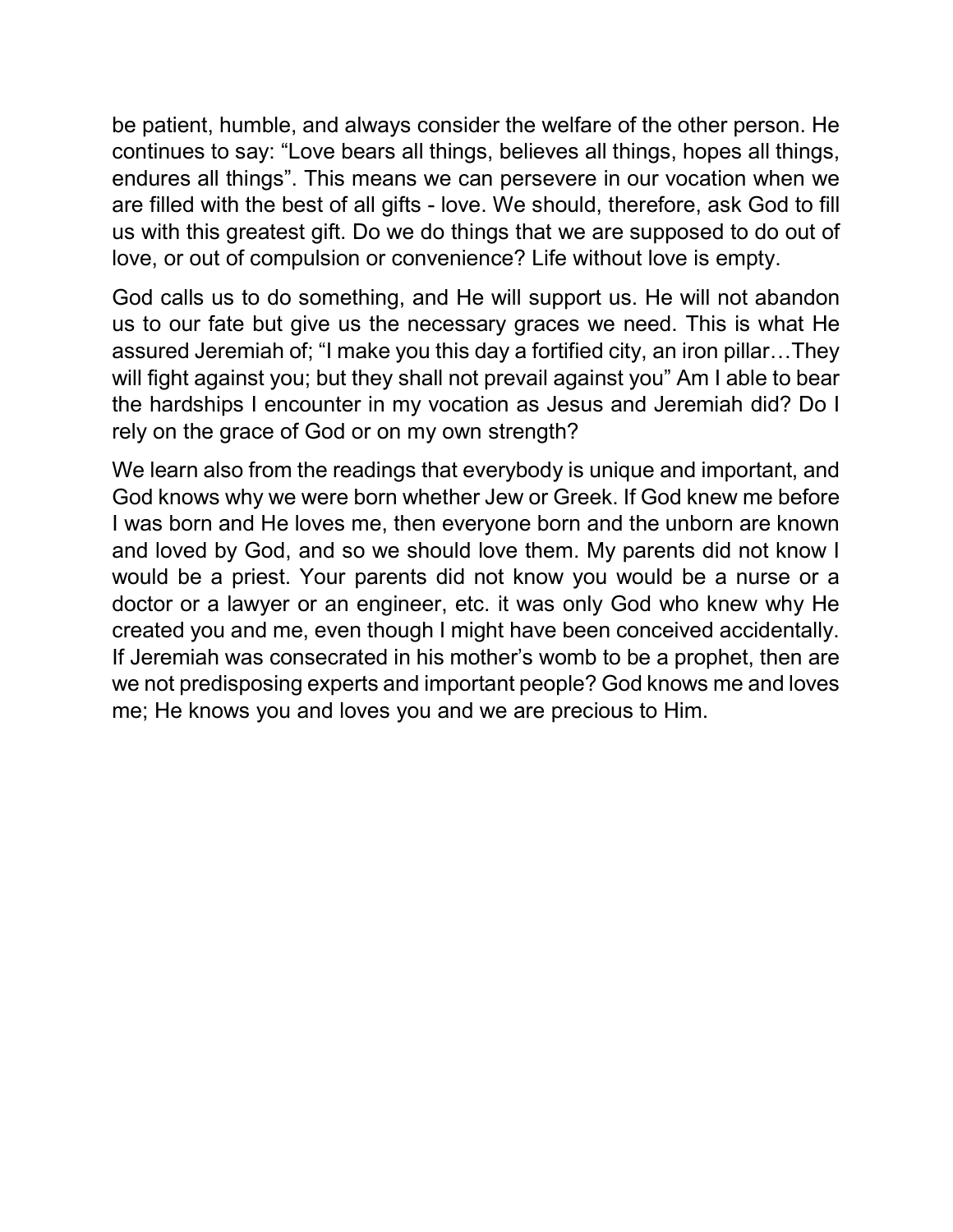be patient, humble, and always consider the welfare of the other person. He continues to say: “Love bears all things, believes all things, hopes all things, endures all things”. This means we can persevere in our vocation when we are filled with the best of all gifts - love. We should, therefore, ask God to fill us with this greatest gift. Do we do things that we are supposed to do out of love, or out of compulsion or convenience? Life without love is empty.

God calls us to do something, and He will support us. He will not abandon us to our fate but give us the necessary graces we need. This is what He assured Jeremiah of; “I make you this day a fortified city, an iron pillar…They will fight against you; but they shall not prevail against you” Am I able to bear the hardships I encounter in my vocation as Jesus and Jeremiah did? Do I rely on the grace of God or on my own strength?

We learn also from the readings that everybody is unique and important, and God knows why we were born whether Jew or Greek. If God knew me before I was born and He loves me, then everyone born and the unborn are known and loved by God, and so we should love them. My parents did not know I would be a priest. Your parents did not know you would be a nurse or a doctor or a lawyer or an engineer, etc. it was only God who knew why He created you and me, even though I might have been conceived accidentally. If Jeremiah was consecrated in his mother’s womb to be a prophet, then are we not predisposing experts and important people? God knows me and loves me; He knows you and loves you and we are precious to Him.